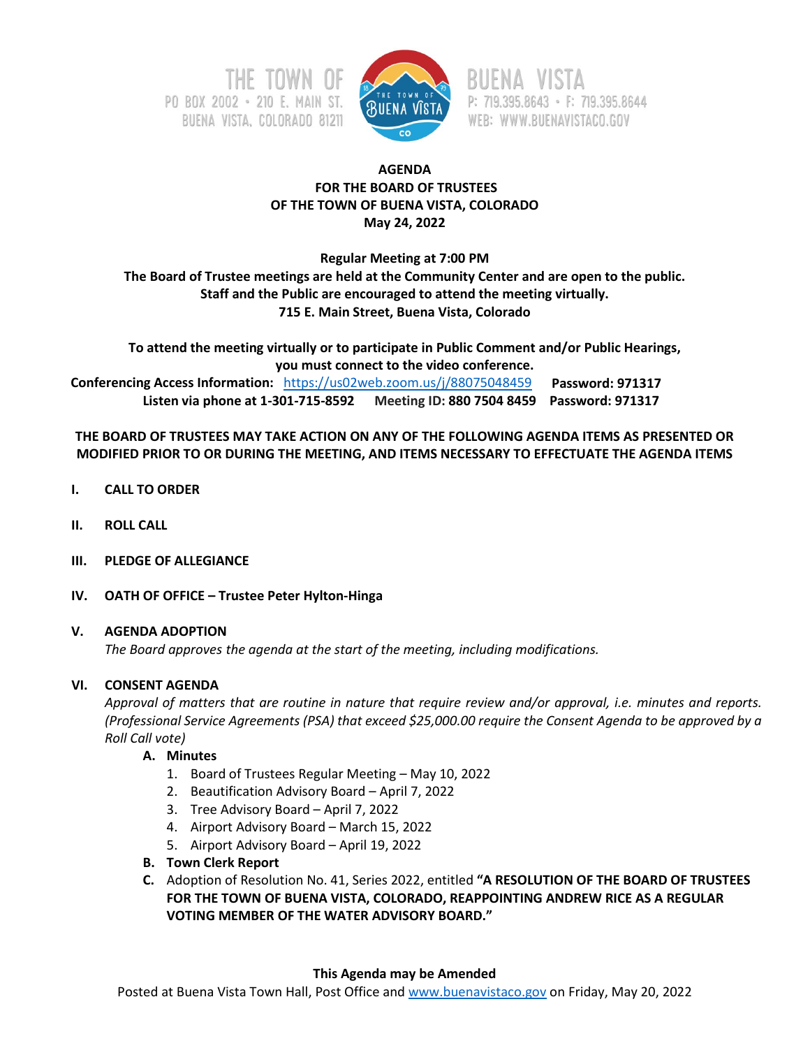THE TOWN OF
PO BOX 2002 • 210 E. MAIN ST.
BUENA VISTA, COLORADO 81211

BUENA VISTA
P: 719.395.8643 • F: 719.395.8644
WEB: WWW.BUENAVISTACO.GOV

**AGENDA**
**FOR THE BOARD OF TRUSTEES**
**OF THE TOWN OF BUENA VISTA, COLORADO**
**May 24, 2022**

**Regular Meeting at 7:00 PM**
**The Board of Trustee meetings are held at the Community Center and are open to the public.**
**Staff and the Public are encouraged to attend the meeting virtually.**
**715 E. Main Street, Buena Vista, Colorado**

**To attend the meeting virtually or to participate in Public Comment and/or Public Hearings, you must connect to the video conference.**
**Conferencing Access Information:** https://us02web.zoom.us/j/88075048459 **Password: 971317**
**Listen via phone at 1-301-715-8592 Meeting ID: 880 7504 8459 Password: 971317**

**THE BOARD OF TRUSTEES MAY TAKE ACTION ON ANY OF THE FOLLOWING AGENDA ITEMS AS PRESENTED OR MODIFIED PRIOR TO OR DURING THE MEETING, AND ITEMS NECESSARY TO EFFECTUATE THE AGENDA ITEMS**

**I. CALL TO ORDER**

**II. ROLL CALL**

**III. PLEDGE OF ALLEGIANCE**

**IV. OATH OF OFFICE – Trustee Peter Hylton-Hinga**

**V. AGENDA ADOPTION**
*The Board approves the agenda at the start of the meeting, including modifications.*

**VI. CONSENT AGENDA**
*Approval of matters that are routine in nature that require review and/or approval, i.e. minutes and reports. (Professional Service Agreements (PSA) that exceed $25,000.00 require the Consent Agenda to be approved by a Roll Call vote)*

- **A. Minutes**
  1. Board of Trustees Regular Meeting – May 10, 2022
  2. Beautification Advisory Board – April 7, 2022
  3. Tree Advisory Board – April 7, 2022
  4. Airport Advisory Board – March 15, 2022
  5. Airport Advisory Board – April 19, 2022
- **B. Town Clerk Report**
- **C.** Adoption of Resolution No. 41, Series 2022, entitled **"A RESOLUTION OF THE BOARD OF TRUSTEES FOR THE TOWN OF BUENA VISTA, COLORADO, REAPPOINTING ANDREW RICE AS A REGULAR VOTING MEMBER OF THE WATER ADVISORY BOARD."**

**This Agenda may be Amended**
Posted at Buena Vista Town Hall, Post Office and www.buenavistaco.gov on Friday, May 20, 2022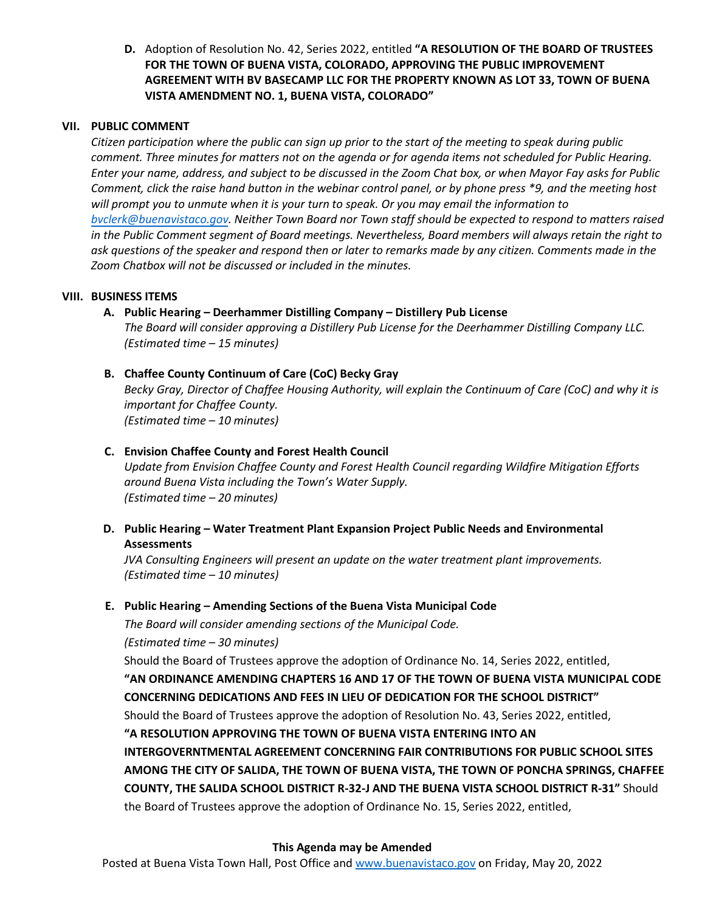**D.** Adoption of Resolution No. 42, Series 2022, entitled **"A RESOLUTION OF THE BOARD OF TRUSTEES FOR THE TOWN OF BUENA VISTA, COLORADO, APPROVING THE PUBLIC IMPROVEMENT AGREEMENT WITH BV BASECAMP LLC FOR THE PROPERTY KNOWN AS LOT 33, TOWN OF BUENA VISTA AMENDMENT NO. 1, BUENA VISTA, COLORADO"**

## VII. PUBLIC COMMENT

*Citizen participation where the public can sign up prior to the start of the meeting to speak during public comment. Three minutes for matters not on the agenda or for agenda items not scheduled for Public Hearing. Enter your name, address, and subject to be discussed in the Zoom Chat box, or when Mayor Fay asks for Public Comment, click the raise hand button in the webinar control panel, or by phone press *9, and the meeting host will prompt you to unmute when it is your turn to speak. Or you may email the information to bvclerk@buenavistaco.gov. Neither Town Board nor Town staff should be expected to respond to matters raised in the Public Comment segment of Board meetings. Nevertheless, Board members will always retain the right to ask questions of the speaker and respond then or later to remarks made by any citizen. Comments made in the Zoom Chatbox will not be discussed or included in the minutes.*

## VIII. BUSINESS ITEMS

**A. Public Hearing – Deerhammer Distilling Company – Distillery Pub License**
*The Board will consider approving a Distillery Pub License for the Deerhammer Distilling Company LLC. (Estimated time – 15 minutes)*

**B. Chaffee County Continuum of Care (CoC) Becky Gray**
*Becky Gray, Director of Chaffee Housing Authority, will explain the Continuum of Care (CoC) and why it is important for Chaffee County.*
*(Estimated time – 10 minutes)*

**C. Envision Chaffee County and Forest Health Council**
*Update from Envision Chaffee County and Forest Health Council regarding Wildfire Mitigation Efforts around Buena Vista including the Town's Water Supply.*
*(Estimated time – 20 minutes)*

**D. Public Hearing – Water Treatment Plant Expansion Project Public Needs and Environmental Assessments**
*JVA Consulting Engineers will present an update on the water treatment plant improvements.*
*(Estimated time – 10 minutes)*

**E. Public Hearing – Amending Sections of the Buena Vista Municipal Code**
*The Board will consider amending sections of the Municipal Code.*
*(Estimated time – 30 minutes)*
Should the Board of Trustees approve the adoption of Ordinance No. 14, Series 2022, entitled,
**"AN ORDINANCE AMENDING CHAPTERS 16 AND 17 OF THE TOWN OF BUENA VISTA MUNICIPAL CODE CONCERNING DEDICATIONS AND FEES IN LIEU OF DEDICATION FOR THE SCHOOL DISTRICT"**
Should the Board of Trustees approve the adoption of Resolution No. 43, Series 2022, entitled,
**"A RESOLUTION APPROVING THE TOWN OF BUENA VISTA ENTERING INTO AN INTERGOVERNTMENTAL AGREEMENT CONCERNING FAIR CONTRIBUTIONS FOR PUBLIC SCHOOL SITES AMONG THE CITY OF SALIDA, THE TOWN OF BUENA VISTA, THE TOWN OF PONCHA SPRINGS, CHAFFEE COUNTY, THE SALIDA SCHOOL DISTRICT R-32-J AND THE BUENA VISTA SCHOOL DISTRICT R-31"** Should the Board of Trustees approve the adoption of Ordinance No. 15, Series 2022, entitled,

**This Agenda may be Amended**
Posted at Buena Vista Town Hall, Post Office and www.buenavistaco.gov on Friday, May 20, 2022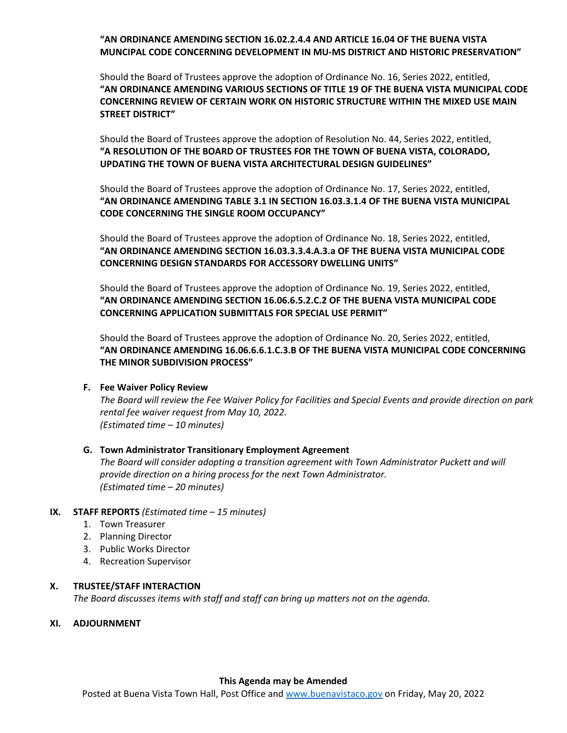**"AN ORDINANCE AMENDING SECTION 16.02.2.4.4 AND ARTICLE 16.04 OF THE BUENA VISTA MUNCIPAL CODE CONCERNING DEVELOPMENT IN MU-MS DISTRICT AND HISTORIC PRESERVATION"**

Should the Board of Trustees approve the adoption of Ordinance No. 16, Series 2022, entitled, **"AN ORDINANCE AMENDING VARIOUS SECTIONS OF TITLE 19 OF THE BUENA VISTA MUNICIPAL CODE CONCERNING REVIEW OF CERTAIN WORK ON HISTORIC STRUCTURE WITHIN THE MIXED USE MAIN STREET DISTRICT"**

Should the Board of Trustees approve the adoption of Resolution No. 44, Series 2022, entitled, **"A RESOLUTION OF THE BOARD OF TRUSTEES FOR THE TOWN OF BUENA VISTA, COLORADO, UPDATING THE TOWN OF BUENA VISTA ARCHITECTURAL DESIGN GUIDELINES"**

Should the Board of Trustees approve the adoption of Ordinance No. 17, Series 2022, entitled, **"AN ORDINANCE AMENDING TABLE 3.1 IN SECTION 16.03.3.1.4 OF THE BUENA VISTA MUNICIPAL CODE CONCERNING THE SINGLE ROOM OCCUPANCY"**

Should the Board of Trustees approve the adoption of Ordinance No. 18, Series 2022, entitled, **"AN ORDINANCE AMENDING SECTION 16.03.3.3.4.A.3.a OF THE BUENA VISTA MUNICIPAL CODE CONCERNING DESIGN STANDARDS FOR ACCESSORY DWELLING UNITS"**

Should the Board of Trustees approve the adoption of Ordinance No. 19, Series 2022, entitled, **"AN ORDINANCE AMENDING SECTION 16.06.6.5.2.C.2 OF THE BUENA VISTA MUNICIPAL CODE CONCERNING APPLICATION SUBMITTALS FOR SPECIAL USE PERMIT"**

Should the Board of Trustees approve the adoption of Ordinance No. 20, Series 2022, entitled, **"AN ORDINANCE AMENDING 16.06.6.6.1.C.3.B OF THE BUENA VISTA MUNICIPAL CODE CONCERNING THE MINOR SUBDIVISION PROCESS"**

**F. Fee Waiver Policy Review**
*The Board will review the Fee Waiver Policy for Facilities and Special Events and provide direction on park rental fee waiver request from May 10, 2022.*
*(Estimated time – 10 minutes)*

**G. Town Administrator Transitionary Employment Agreement**
*The Board will consider adopting a transition agreement with Town Administrator Puckett and will provide direction on a hiring process for the next Town Administrator.*
*(Estimated time – 20 minutes)*

## IX. STAFF REPORTS *(Estimated time – 15 minutes)*

1. Town Treasurer
2. Planning Director
3. Public Works Director
4. Recreation Supervisor

## X. TRUSTEE/STAFF INTERACTION

*The Board discusses items with staff and staff can bring up matters not on the agenda.*

## XI. ADJOURNMENT

**This Agenda may be Amended**

Posted at Buena Vista Town Hall, Post Office and www.buenavistaco.gov on Friday, May 20, 2022